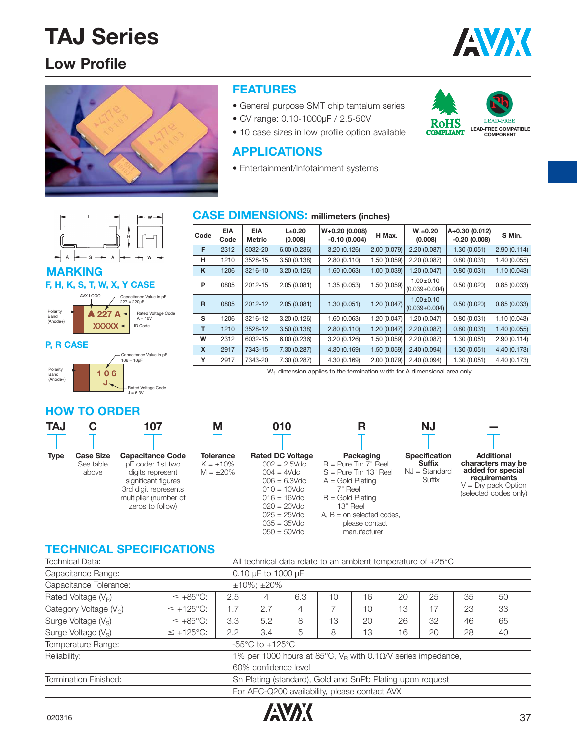# TAJ Series

## Low Profile

## FEATURES

- General purpose SMT chip tantalum series
- CV range: 0.10-1000μF / 2.5-50V
- 10 case sizes in low profile option available

## APPLICATIONS

- Entertainment/Infotainment systems

## CASE DIMENSIONS: millimeters (inches)

| Code | EIA Code | EIA Metric | L±0.20 (0.008) | W+0.20 (0.008) -0.10 (0.004) | H Max. | $W_1$±0.20 (0.008) | A+0.30 (0.012) -0.20 (0.008) | S Min. |
|---|---|---|---|---|---|---|---|---|
| F | 2312 | 6032-20 | 6.00 (0.236) | 3.20 (0.126) | 2.00 (0.079) | 2.20 (0.087) | 1.30 (0.051) | 2.90 (0.114) |
| H | 1210 | 3528-15 | 3.50 (0.138) | 2.80 (0.110) | 1.50 (0.059) | 2.20 (0.087) | 0.80 (0.031) | 1.40 (0.055) |
| K | 1206 | 3216-10 | 3.20 (0.126) | 1.60 (0.063) | 1.00 (0.039) | 1.20 (0.047) | 0.80 (0.031) | 1.10 (0.043) |
| P | 0805 | 2012-15 | 2.05 (0.081) | 1.35 (0.053) | 1.50 (0.059) | 1.00±0.10 (0.039±0.004) | 0.50 (0.020) | 0.85 (0.033) |
| R | 0805 | 2012-12 | 2.05 (0.081) | 1.30 (0.051) | 1.20 (0.047) | 1.00±0.10 (0.039±0.004) | 0.50 (0.020) | 0.85 (0.033) |
| S | 1206 | 3216-12 | 3.20 (0.126) | 1.60 (0.063) | 1.20 (0.047) | 1.20 (0.047) | 0.80 (0.031) | 1.10 (0.043) |
| T | 1210 | 3528-12 | 3.50 (0.138) | 2.80 (0.110) | 1.20 (0.047) | 2.20 (0.087) | 0.80 (0.031) | 1.40 (0.055) |
| W | 2312 | 6032-15 | 6.00 (0.236) | 3.20 (0.126) | 1.50 (0.059) | 2.20 (0.087) | 1.30 (0.051) | 2.90 (0.114) |
| X | 2917 | 7343-15 | 7.30 (0.287) | 4.30 (0.169) | 1.50 (0.059) | 2.40 (0.094) | 1.30 (0.051) | 4.40 (0.173) |
| Y | 2917 | 7343-20 | 7.30 (0.287) | 4.30 (0.169) | 2.00 (0.079) | 2.40 (0.094) | 1.30 (0.051) | 4.40 (0.173) |

$W_1$ dimension applies to the termination width for A dimensional area only.

## MARKING

### F, H, K, S, T, W, X, Y CASE

AVX LOGO
Capacitance Value in pF
227 = 220μF
Polarity Band (Anode+)
227 A
Rated Voltage Code
A = 10V
XXXXX
ID Code

### P, R CASE

Capacitance Value in pF
106 = 10μF
Polarity Band (Anode+)
106
J
Rated Voltage Code
J = 6.3V

## HOW TO ORDER

| TAJ | C | 107 | M | 010 | R | NJ | — |
|---|---|---|---|---|---|---|---|
| **Type** | **Case Size** See table above | **Capacitance Code** pF code: 1st two digits represent significant figures 3rd digit represents multiplier (number of zeros to follow) | **Tolerance** K = ±10% M = ±20% | **Rated DC Voltage** 002 = 2.5Vdc 004 = 4Vdc 006 = 6.3Vdc 010 = 10Vdc 016 = 16Vdc 020 = 20Vdc 025 = 25Vdc 035 = 35Vdc 050 = 50Vdc | **Packaging** R = Pure Tin 7" Reel S = Pure Tin 13" Reel A = Gold Plating 7" Reel B = Gold Plating 13" Reel A, B = on selected codes, please contact manufacturer | **Specification Suffix** NJ = Standard Suffix | **Additional characters may be added for special requirements** V = Dry pack Option (selected codes only) |

## TECHNICAL SPECIFICATIONS

| | | | | | | | | | | |
|---|---|---|---|---|---|---|---|---|---|---|
| Technical Data: | | All technical data relate to an ambient temperature of +25°C | | | | | | | | |
| Capacitance Range: | | 0.10 μF to 1000 μF | | | | | | | | |
| Capacitance Tolerance: | | ±10%; ±20% | | | | | | | | |
| Rated Voltage ($V_R$) | ≤ +85°C: | 2.5 | 4 | 6.3 | 10 | 16 | 20 | 25 | 35 | 50 |
| Category Voltage ($V_C$) | ≤ +125°C: | 1.7 | 2.7 | 4 | 7 | 10 | 13 | 17 | 23 | 33 |
| Surge Voltage ($V_S$) | ≤ +85°C: | 3.3 | 5.2 | 8 | 13 | 20 | 26 | 32 | 46 | 65 |
| Surge Voltage ($V_S$) | ≤ +125°C: | 2.2 | 3.4 | 5 | 8 | 13 | 16 | 20 | 28 | 40 |
| Temperature Range: | | -55°C to +125°C | | | | | | | | |
| Reliability: | | 1% per 1000 hours at 85°C, $V_R$ with 0.1Ω/V series impedance, 60% confidence level | | | | | | | | |
| Termination Finished: | | Sn Plating (standard), Gold and SnPb Plating upon request | | | | | | | | |
| | | For AEC-Q200 availability, please contact AVX | | | | | | | | |

020316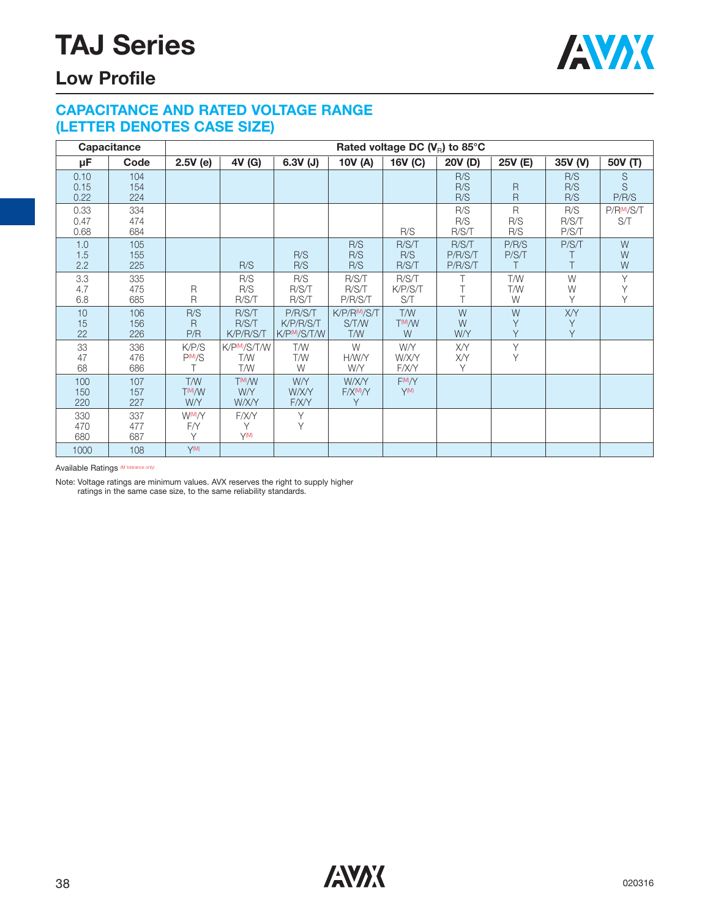# TAJ Series

## Low Profile

## CAPACITANCE AND RATED VOLTAGE RANGE (LETTER DENOTES CASE SIZE)

| Capacitance | | Rated voltage DC ($V_R$) to 85°C | | | | | | | | |
|---|---|---|---|---|---|---|---|---|---|---|
| μF | Code | 2.5V (e) | 4V (G) | 6.3V (J) | 10V (A) | 16V (C) | 20V (D) | 25V (E) | 35V (V) | 50V (T) |
| 0.10 | 104 | | | | | | R/S | | R/S | S |
| 0.15 | 154 | | | | | | R/S | R | R/S | S |
| 0.22 | 224 | | | | | | R/S | R | R/S | P/R/S |
| 0.33 | 334 | | | | | | R/S | R | R/S | P/R(M)/S/T |
| 0.47 | 474 | | | | | | R/S | R/S | R/S/T | S/T |
| 0.68 | 684 | | | | | R/S | R/S/T | R/S | P/S/T | |
| 1.0 | 105 | | | | R/S | R/S/T | R/S/T | P/R/S | P/S/T | W |
| 1.5 | 155 | | | R/S | R/S | R/S | P/R/S/T | P/S/T | T | W |
| 2.2 | 225 | | R/S | R/S | R/S | R/S/T | P/R/S/T | T | T | W |
| 3.3 | 335 | | R/S | R/S | R/S/T | R/S/T | T | T/W | W | Y |
| 4.7 | 475 | R | R/S | R/S/T | R/S/T | K/P/S/T | T | T/W | W | Y |
| 6.8 | 685 | R | R/S/T | R/S/T | P/R/S/T | S/T | T | W | Y | Y |
| 10 | 106 | R/S | R/S/T | P/R/S/T | K/P/R(M)/S/T | T/W | W | W | X/Y | |
| 15 | 156 | R | R/S/T | K/P/R/S/T | S/T/W | T(M)/W | W | Y | Y | |
| 22 | 226 | P/R | K/P/R/S/T | K/P(M)/S/T/W | T/W | W | W/Y | Y | Y | |
| 33 | 336 | K/P/S | K/P(M)/S/T/W | T/W | W | W/Y | X/Y | Y | | |
| 47 | 476 | P(M)/S | T/W | T/W | H/W/Y | W/X/Y | X/Y | Y | | |
| 68 | 686 | T | T/W | W | W/Y | F/X/Y | Y | | | |
| 100 | 107 | T/W | T(M)/W | W/Y | W/X/Y | F(M)/Y | | | | |
| 150 | 157 | T(M)/W | W/Y | W/X/Y | F/X(M)/Y | Y(M) | | | | |
| 220 | 227 | W/Y | W/X/Y | F/X/Y | Y | | | | | |
| 330 | 337 | W(M)/Y | F/X/Y | Y | | | | | | |
| 470 | 477 | F/Y | Y | Y | | | | | | |
| 680 | 687 | Y | Y(M) | | | | | | | |
| 1000 | 108 | Y(M) | | | | | | | | |

Available Ratings (M tolerance only)

Note: Voltage ratings are minimum values. AVX reserves the right to supply higher ratings in the same case size, to the same reliability standards.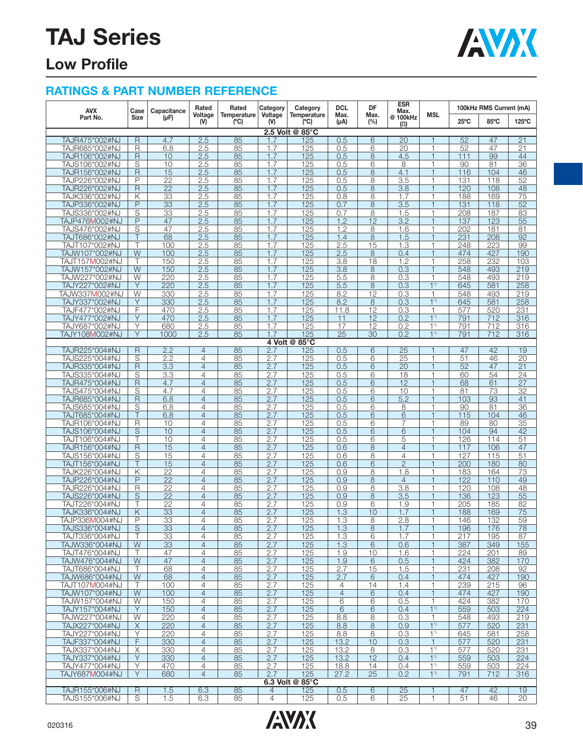# TAJ Series

## Low Profile

## RATINGS & PART NUMBER REFERENCE

| AVX Part No. | Case Size | Capacitance (μF) | Rated Voltage (V) | Rated Temperature (°C) | Category Voltage (V) | Category Temperature (°C) | DCL Max. (μA) | DF Max. (%) | ESR Max. @ 100kHz (Ω) | MSL | 100kHz RMS Current (mA) | | |
|---|---|---|---|---|---|---|---|---|---|---|---|---|---|
| | | | | | | | | | | | 25°C | 85°C | 125°C |
| **2.5 Volt @ 85°C** | | | | | | | | | | | | | |
| TAJR475*002#NJ | R | 4.7 | 2.5 | 85 | 1.7 | 125 | 0.5 | 6 | 20 | 1 | 52 | 47 | 21 |
| TAJR685*002#NJ | R | 6.8 | 2.5 | 85 | 1.7 | 125 | 0.5 | 6 | 20 | 1 | 52 | 47 | 21 |
| TAJR106*002#NJ | R | 10 | 2.5 | 85 | 1.7 | 125 | 0.5 | 8 | 4.5 | 1 | 111 | 99 | 44 |
| TAJS106*002#NJ | S | 10 | 2.5 | 85 | 1.7 | 125 | 0.5 | 6 | 8 | 1 | 90 | 81 | 36 |
| TAJR156*002#NJ | R | 15 | 2.5 | 85 | 1.7 | 125 | 0.5 | 8 | 4.1 | 1 | 116 | 104 | 46 |
| TAJP226*002#NJ | P | 22 | 2.5 | 85 | 1.7 | 125 | 0.5 | 8 | 3.5 | 1 | 131 | 118 | 52 |
| TAJR226*002#NJ | R | 22 | 2.5 | 85 | 1.7 | 125 | 0.5 | 8 | 3.8 | 1 | 120 | 108 | 48 |
| TAJK336*002#NJ | K | 33 | 2.5 | 85 | 1.7 | 125 | 0.8 | 8 | 1.7 | 1 | 188 | 169 | 75 |
| TAJP336*002#NJ | P | 33 | 2.5 | 85 | 1.7 | 125 | 0.7 | 8 | 3.5 | 1 | 131 | 118 | 52 |
| TAJS336*002#NJ | S | 33 | 2.5 | 85 | 1.7 | 125 | 0.7 | 8 | 1.5 | 1 | 208 | 187 | 83 |
| TAJP476M002#NJ | P | 47 | 2.5 | 85 | 1.7 | 125 | 1.2 | 12 | 3.2 | 1 | 137 | 123 | 55 |
| TAJS476*002#NJ | S | 47 | 2.5 | 85 | 1.7 | 125 | 1.2 | 8 | 1.6 | 1 | 202 | 181 | 81 |
| TAJT686*002#NJ | T | 68 | 2.5 | 85 | 1.7 | 125 | 1.4 | 8 | 1.5 | 1 | 231 | 208 | 92 |
| TAJT107*002#NJ | T | 100 | 2.5 | 85 | 1.7 | 125 | 2.5 | 15 | 1.3 | 1 | 248 | 223 | 99 |
| TAJW107*002#NJ | W | 100 | 2.5 | 85 | 1.7 | 125 | 2.5 | 8 | 0.4 | 1 | 474 | 427 | 190 |
| TAJT157M002#NJ | T | 150 | 2.5 | 85 | 1.7 | 125 | 3.8 | 18 | 1.2 | 1 | 258 | 232 | 103 |
| TAJW157*002#NJ | W | 150 | 2.5 | 85 | 1.7 | 125 | 3.8 | 8 | 0.3 | 1 | 548 | 493 | 219 |
| TAJW227*002#NJ | W | 220 | 2.5 | 85 | 1.7 | 125 | 5.5 | 8 | 0.3 | 1 | 548 | 493 | 219 |
| TAJY227*002#NJ | Y | 220 | 2.5 | 85 | 1.7 | 125 | 5.5 | 8 | 0.3 | 1[1] | 645 | 581 | 258 |
| TAJW337M002#NJ | W | 330 | 2.5 | 85 | 1.7 | 125 | 8.2 | 12 | 0.3 | 1 | 548 | 493 | 219 |
| TAJY337*002#NJ | Y | 330 | 2.5 | 85 | 1.7 | 125 | 8.2 | 8 | 0.3 | 1[1] | 645 | 581 | 258 |
| TAJF477*002#NJ | F | 470 | 2.5 | 85 | 1.7 | 125 | 11.8 | 12 | 0.3 | 1 | 577 | 520 | 231 |
| TAJY477*002#NJ | Y | 470 | 2.5 | 85 | 1.7 | 125 | 11 | 12 | 0.2 | 1[1] | 791 | 712 | 316 |
| TAJY687*002#NJ | Y | 680 | 2.5 | 85 | 1.7 | 125 | 17 | 12 | 0.2 | 1[1] | 791 | 712 | 316 |
| TAJY108M002#NJ | Y | 1000 | 2.5 | 85 | 1.7 | 125 | 25 | 30 | 0.2 | 1[1] | 791 | 712 | 316 |
| **4 Volt @ 85°C** | | | | | | | | | | | | | |
| TAJR225*004#NJ | R | 2.2 | 4 | 85 | 2.7 | 125 | 0.5 | 6 | 25 | 1 | 47 | 42 | 19 |
| TAJS225*004#NJ | S | 2.2 | 4 | 85 | 2.7 | 125 | 0.5 | 6 | 25 | 1 | 51 | 46 | 20 |
| TAJR335*004#NJ | R | 3.3 | 4 | 85 | 2.7 | 125 | 0.5 | 6 | 20 | 1 | 52 | 47 | 21 |
| TAJS335*004#NJ | S | 3.3 | 4 | 85 | 2.7 | 125 | 0.5 | 6 | 18 | 1 | 60 | 54 | 24 |
| TAJR475*004#NJ | R | 4.7 | 4 | 85 | 2.7 | 125 | 0.5 | 6 | 12 | 1 | 68 | 61 | 27 |
| TAJS475*004#NJ | S | 4.7 | 4 | 85 | 2.7 | 125 | 0.5 | 6 | 10 | 1 | 81 | 73 | 32 |
| TAJR685*004#NJ | R | 6.8 | 4 | 85 | 2.7 | 125 | 0.5 | 6 | 5.2 | 1 | 103 | 93 | 41 |
| TAJS685*004#NJ | S | 6.8 | 4 | 85 | 2.7 | 125 | 0.5 | 6 | 8 | 1 | 90 | 81 | 36 |
| TAJT685*004#NJ | T | 6.8 | 4 | 85 | 2.7 | 125 | 0.5 | 6 | 6 | 1 | 115 | 104 | 46 |
| TAJR106*004#NJ | R | 10 | 4 | 85 | 2.7 | 125 | 0.5 | 6 | 7 | 1 | 89 | 80 | 35 |
| TAJS106*004#NJ | S | 10 | 4 | 85 | 2.7 | 125 | 0.5 | 6 | 6 | 1 | 104 | 94 | 42 |
| TAJT106*004#NJ | T | 10 | 4 | 85 | 2.7 | 125 | 0.5 | 6 | 5 | 1 | 126 | 114 | 51 |
| TAJR156*004#NJ | R | 15 | 4 | 85 | 2.7 | 125 | 0.6 | 8 | 4 | 1 | 117 | 106 | 47 |
| TAJS156*004#NJ | S | 15 | 4 | 85 | 2.7 | 125 | 0.6 | 8 | 4 | 1 | 127 | 115 | 51 |
| TAJT156*004#NJ | T | 15 | 4 | 85 | 2.7 | 125 | 0.6 | 6 | 2 | 1 | 200 | 180 | 80 |
| TAJK226*004#NJ | K | 22 | 4 | 85 | 2.7 | 125 | 0.9 | 8 | 1.8 | 1 | 183 | 164 | 73 |
| TAJP226*004#NJ | P | 22 | 4 | 85 | 2.7 | 125 | 0.9 | 8 | 4 | 1 | 122 | 110 | 49 |
| TAJR226*004#NJ | R | 22 | 4 | 85 | 2.7 | 125 | 0.9 | 8 | 3.8 | 1 | 120 | 108 | 48 |
| TAJS226*004#NJ | S | 22 | 4 | 85 | 2.7 | 125 | 0.9 | 8 | 3.5 | 1 | 136 | 123 | 55 |
| TAJT226*004#NJ | T | 22 | 4 | 85 | 2.7 | 125 | 0.9 | 6 | 1.9 | 1 | 205 | 185 | 82 |
| TAJK336*004#NJ | K | 33 | 4 | 85 | 2.7 | 125 | 1.3 | 10 | 1.7 | 1 | 188 | 169 | 75 |
| TAJP336M004#NJ | P | 33 | 4 | 85 | 2.7 | 125 | 1.3 | 8 | 2.8 | 1 | 146 | 132 | 59 |
| TAJS336*004#NJ | S | 33 | 4 | 85 | 2.7 | 125 | 1.3 | 8 | 1.7 | 1 | 196 | 176 | 78 |
| TAJT336*004#NJ | T | 33 | 4 | 85 | 2.7 | 125 | 1.3 | 6 | 1.7 | 1 | 217 | 195 | 87 |
| TAJW336*004#NJ | W | 33 | 4 | 85 | 2.7 | 125 | 1.3 | 6 | 0.6 | 1 | 387 | 349 | 155 |
| TAJT476*004#NJ | T | 47 | 4 | 85 | 2.7 | 125 | 1.9 | 10 | 1.6 | 1 | 224 | 201 | 89 |
| TAJW476*004#NJ | W | 47 | 4 | 85 | 2.7 | 125 | 1.9 | 6 | 0.5 | 1 | 424 | 382 | 170 |
| TAJT686*004#NJ | T | 68 | 4 | 85 | 2.7 | 125 | 2.7 | 15 | 1.5 | 1 | 231 | 208 | 92 |
| TAJW686*004#NJ | W | 68 | 4 | 85 | 2.7 | 125 | 2.7 | 6 | 0.4 | 1 | 474 | 427 | 190 |
| TAJT107M004#NJ | T | 100 | 4 | 85 | 2.7 | 125 | 4 | 14 | 1.4 | 1 | 239 | 215 | 96 |
| TAJW107*004#NJ | W | 100 | 4 | 85 | 2.7 | 125 | 4 | 6 | 0.4 | 1 | 474 | 427 | 190 |
| TAJW157*004#NJ | W | 150 | 4 | 85 | 2.7 | 125 | 6 | 6 | 0.5 | 1 | 424 | 382 | 170 |
| TAJY157*004#NJ | Y | 150 | 4 | 85 | 2.7 | 125 | 6 | 6 | 0.4 | 1[1] | 559 | 503 | 224 |
| TAJW227*004#NJ | W | 220 | 4 | 85 | 2.7 | 125 | 8.8 | 8 | 0.3 | 1 | 548 | 493 | 219 |
| TAJX227*004#NJ | X | 220 | 4 | 85 | 2.7 | 125 | 8.8 | 8 | 0.9 | 1[1] | 577 | 520 | 231 |
| TAJY227*004#NJ | Y | 220 | 4 | 85 | 2.7 | 125 | 8.8 | 8 | 0.3 | 1[1] | 645 | 581 | 258 |
| TAJF337*004#NJ | F | 330 | 4 | 85 | 2.7 | 125 | 13.2 | 10 | 0.3 | 1 | 577 | 520 | 231 |
| TAJX337*004#NJ | X | 330 | 4 | 85 | 2.7 | 125 | 13.2 | 8 | 0.3 | 1[1] | 577 | 520 | 231 |
| TAJY337*004#NJ | Y | 330 | 4 | 85 | 2.7 | 125 | 13.2 | 12 | 0.4 | 1[1] | 559 | 503 | 224 |
| TAJY477*004#NJ | Y | 470 | 4 | 85 | 2.7 | 125 | 18.8 | 14 | 0.4 | 1[1] | 559 | 503 | 224 |
| TAJY687M004#NJ | Y | 680 | 4 | 85 | 2.7 | 125 | 27.2 | 25 | 0.2 | 1[1] | 791 | 712 | 316 |
| **6.3 Volt @ 85°C** | | | | | | | | | | | | | |
| TAJR155*006#NJ | R | 1.5 | 6.3 | 85 | 4 | 125 | 0.5 | 6 | 25 | 1 | 47 | 42 | 19 |
| TAJS155*006#NJ | S | 1.5 | 6.3 | 85 | 4 | 125 | 0.5 | 6 | 25 | 1 | 51 | 46 | 20 |

020316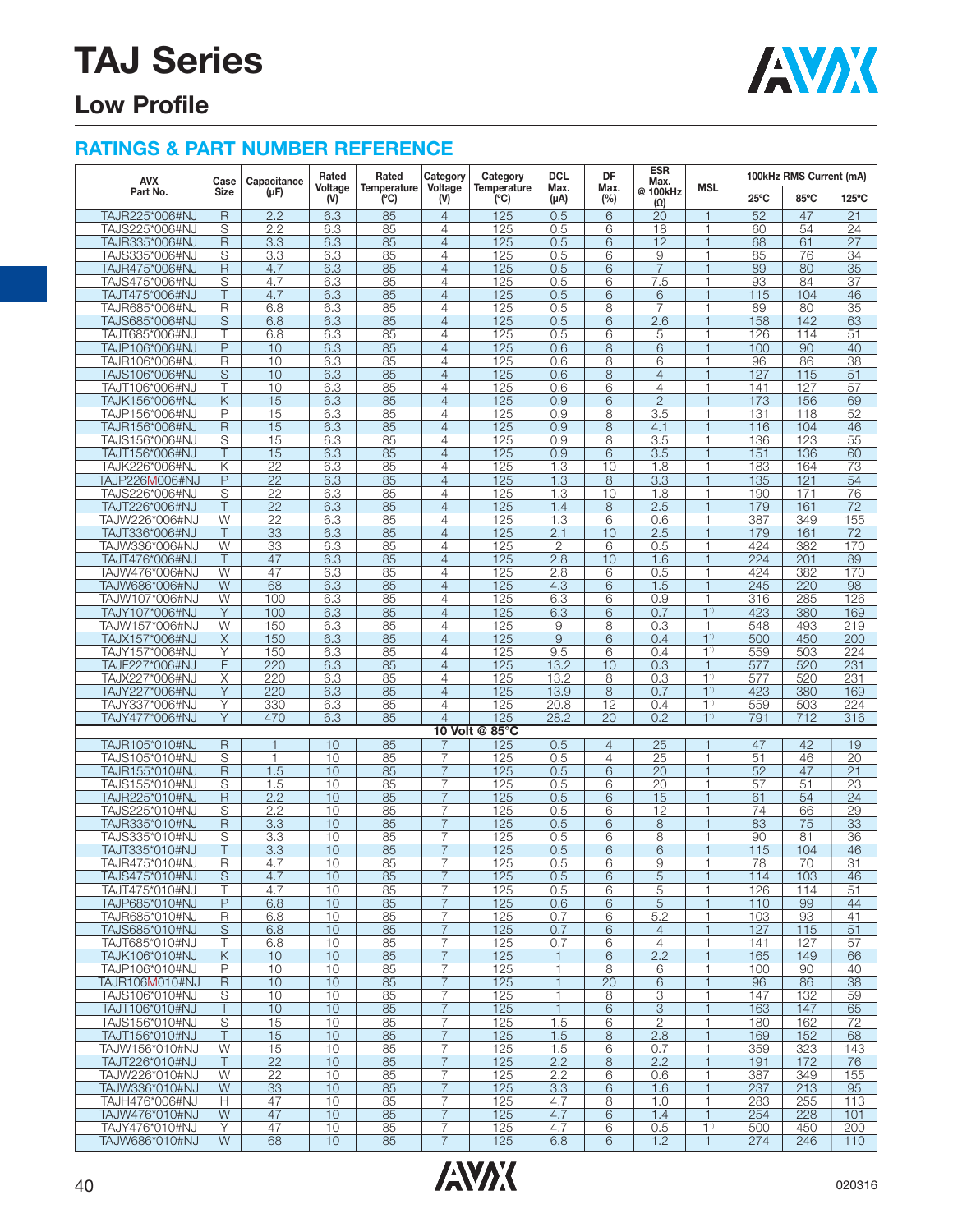# TAJ Series

## Low Profile

### RATINGS & PART NUMBER REFERENCE

| AVX Part No. | Case Size | Capacitance (µF) | Rated Voltage (V) | Rated Temperature (ºC) | Category Voltage (V) | Category Temperature (ºC) | DCL Max. (µA) | DF Max. (%) | ESR Max. @ 100kHz (Ω) | MSL | 100kHz RMS Current (mA) | | |
|---|---|---|---|---|---|---|---|---|---|---|---|---|---|
| | | | | | | | | | | | 25ºC | 85ºC | 125ºC |
| TAJR225*006#NJ | R | 2.2 | 6.3 | 85 | 4 | 125 | 0.5 | 6 | 20 | 1 | 52 | 47 | 21 |
| TAJS225*006#NJ | S | 2.2 | 6.3 | 85 | 4 | 125 | 0.5 | 6 | 18 | 1 | 60 | 54 | 24 |
| TAJR335*006#NJ | R | 3.3 | 6.3 | 85 | 4 | 125 | 0.5 | 6 | 12 | 1 | 68 | 61 | 27 |
| TAJS335*006#NJ | S | 3.3 | 6.3 | 85 | 4 | 125 | 0.5 | 6 | 9 | 1 | 85 | 76 | 34 |
| TAJR475*006#NJ | R | 4.7 | 6.3 | 85 | 4 | 125 | 0.5 | 6 | 7 | 1 | 89 | 80 | 35 |
| TAJS475*006#NJ | S | 4.7 | 6.3 | 85 | 4 | 125 | 0.5 | 6 | 7.5 | 1 | 93 | 84 | 37 |
| TAJT475*006#NJ | T | 4.7 | 6.3 | 85 | 4 | 125 | 0.5 | 6 | 6 | 1 | 115 | 104 | 46 |
| TAJR685*006#NJ | R | 6.8 | 6.3 | 85 | 4 | 125 | 0.5 | 8 | 7 | 1 | 89 | 80 | 35 |
| TAJS685*006#NJ | S | 6.8 | 6.3 | 85 | 4 | 125 | 0.5 | 6 | 2.6 | 1 | 158 | 142 | 63 |
| TAJT685*006#NJ | T | 6.8 | 6.3 | 85 | 4 | 125 | 0.5 | 6 | 5 | 1 | 126 | 114 | 51 |
| TAJP106*006#NJ | P | 10 | 6.3 | 85 | 4 | 125 | 0.6 | 8 | 6 | 1 | 100 | 90 | 40 |
| TAJR106*006#NJ | R | 10 | 6.3 | 85 | 4 | 125 | 0.6 | 8 | 6 | 1 | 96 | 86 | 38 |
| TAJS106*006#NJ | S | 10 | 6.3 | 85 | 4 | 125 | 0.6 | 8 | 4 | 1 | 127 | 115 | 51 |
| TAJT106*006#NJ | T | 10 | 6.3 | 85 | 4 | 125 | 0.6 | 6 | 4 | 1 | 141 | 127 | 57 |
| TAJK156*006#NJ | K | 15 | 6.3 | 85 | 4 | 125 | 0.9 | 6 | 2 | 1 | 173 | 156 | 69 |
| TAJP156*006#NJ | P | 15 | 6.3 | 85 | 4 | 125 | 0.9 | 8 | 3.5 | 1 | 131 | 118 | 52 |
| TAJR156*006#NJ | R | 15 | 6.3 | 85 | 4 | 125 | 0.9 | 8 | 4.1 | 1 | 116 | 104 | 46 |
| TAJS156*006#NJ | S | 15 | 6.3 | 85 | 4 | 125 | 0.9 | 8 | 3.5 | 1 | 136 | 123 | 55 |
| TAJT156*006#NJ | T | 15 | 6.3 | 85 | 4 | 125 | 0.9 | 6 | 3.5 | 1 | 151 | 136 | 60 |
| TAJK226*006#NJ | K | 22 | 6.3 | 85 | 4 | 125 | 1.3 | 10 | 1.8 | 1 | 183 | 164 | 73 |
| TAJP226M006#NJ | P | 22 | 6.3 | 85 | 4 | 125 | 1.3 | 8 | 3.3 | 1 | 135 | 121 | 54 |
| TAJS226*006#NJ | S | 22 | 6.3 | 85 | 4 | 125 | 1.3 | 10 | 1.8 | 1 | 190 | 171 | 76 |
| TAJT226*006#NJ | T | 22 | 6.3 | 85 | 4 | 125 | 1.4 | 8 | 2.5 | 1 | 179 | 161 | 72 |
| TAJW226*006#NJ | W | 22 | 6.3 | 85 | 4 | 125 | 1.3 | 6 | 0.6 | 1 | 387 | 349 | 155 |
| TAJT336*006#NJ | T | 33 | 6.3 | 85 | 4 | 125 | 2.1 | 10 | 2.5 | 1 | 179 | 161 | 72 |
| TAJW336*006#NJ | W | 33 | 6.3 | 85 | 4 | 125 | 2 | 6 | 0.5 | 1 | 424 | 382 | 170 |
| TAJT476*006#NJ | T | 47 | 6.3 | 85 | 4 | 125 | 2.8 | 10 | 1.6 | 1 | 224 | 201 | 89 |
| TAJW476*006#NJ | W | 47 | 6.3 | 85 | 4 | 125 | 2.8 | 6 | 0.5 | 1 | 424 | 382 | 170 |
| TAJW686*006#NJ | W | 68 | 6.3 | 85 | 4 | 125 | 4.3 | 6 | 1.5 | 1 | 245 | 220 | 98 |
| TAJW107*006#NJ | W | 100 | 6.3 | 85 | 4 | 125 | 6.3 | 6 | 0.9 | 1 | 316 | 285 | 126 |
| TAJY107*006#NJ | Y | 100 | 6.3 | 85 | 4 | 125 | 6.3 | 6 | 0.7 | 1[1] | 423 | 380 | 169 |
| TAJW157*006#NJ | W | 150 | 6.3 | 85 | 4 | 125 | 9 | 8 | 0.3 | 1 | 548 | 493 | 219 |
| TAJX157*006#NJ | X | 150 | 6.3 | 85 | 4 | 125 | 9 | 6 | 0.4 | 1[1] | 500 | 450 | 200 |
| TAJY157*006#NJ | Y | 150 | 6.3 | 85 | 4 | 125 | 9.5 | 6 | 0.4 | 1[1] | 559 | 503 | 224 |
| TAJF227*006#NJ | F | 220 | 6.3 | 85 | 4 | 125 | 13.2 | 10 | 0.3 | 1 | 577 | 520 | 231 |
| TAJX227*006#NJ | X | 220 | 6.3 | 85 | 4 | 125 | 13.2 | 8 | 0.3 | 1[1] | 577 | 520 | 231 |
| TAJY227*006#NJ | Y | 220 | 6.3 | 85 | 4 | 125 | 13.9 | 8 | 0.7 | 1[1] | 423 | 380 | 169 |
| TAJY337*006#NJ | Y | 330 | 6.3 | 85 | 4 | 125 | 20.8 | 12 | 0.4 | 1[1] | 559 | 503 | 224 |
| TAJY477*006#NJ | Y | 470 | 6.3 | 85 | 4 | 125 | 28.2 | 20 | 0.2 | 1[1] | 791 | 712 | 316 |
| **10 Volt @ 85°C** | | | | | | | | | | | | | |
| TAJR105*010#NJ | R | 1 | 10 | 85 | 7 | 125 | 0.5 | 4 | 25 | 1 | 47 | 42 | 19 |
| TAJS105*010#NJ | S | 1 | 10 | 85 | 7 | 125 | 0.5 | 4 | 25 | 1 | 51 | 46 | 20 |
| TAJR155*010#NJ | R | 1.5 | 10 | 85 | 7 | 125 | 0.5 | 6 | 20 | 1 | 52 | 47 | 21 |
| TAJS155*010#NJ | S | 1.5 | 10 | 85 | 7 | 125 | 0.5 | 6 | 20 | 1 | 57 | 51 | 23 |
| TAJR225*010#NJ | R | 2.2 | 10 | 85 | 7 | 125 | 0.5 | 6 | 15 | 1 | 61 | 54 | 24 |
| TAJS225*010#NJ | S | 2.2 | 10 | 85 | 7 | 125 | 0.5 | 6 | 12 | 1 | 74 | 66 | 29 |
| TAJR335*010#NJ | R | 3.3 | 10 | 85 | 7 | 125 | 0.5 | 6 | 8 | 1 | 83 | 75 | 33 |
| TAJS335*010#NJ | S | 3.3 | 10 | 85 | 7 | 125 | 0.5 | 6 | 8 | 1 | 90 | 81 | 36 |
| TAJT335*010#NJ | T | 3.3 | 10 | 85 | 7 | 125 | 0.5 | 6 | 6 | 1 | 115 | 104 | 46 |
| TAJR475*010#NJ | R | 4.7 | 10 | 85 | 7 | 125 | 0.5 | 6 | 9 | 1 | 78 | 70 | 31 |
| TAJS475*010#NJ | S | 4.7 | 10 | 85 | 7 | 125 | 0.5 | 6 | 5 | 1 | 114 | 103 | 46 |
| TAJT475*010#NJ | T | 4.7 | 10 | 85 | 7 | 125 | 0.5 | 6 | 5 | 1 | 126 | 114 | 51 |
| TAJP685*010#NJ | P | 6.8 | 10 | 85 | 7 | 125 | 0.6 | 6 | 5 | 1 | 110 | 99 | 44 |
| TAJR685*010#NJ | R | 6.8 | 10 | 85 | 7 | 125 | 0.7 | 6 | 5.2 | 1 | 103 | 93 | 41 |
| TAJS685*010#NJ | S | 6.8 | 10 | 85 | 7 | 125 | 0.7 | 6 | 4 | 1 | 127 | 115 | 51 |
| TAJT685*010#NJ | T | 6.8 | 10 | 85 | 7 | 125 | 0.7 | 6 | 4 | 1 | 141 | 127 | 57 |
| TAJK106*010#NJ | K | 10 | 10 | 85 | 7 | 125 | 1 | 6 | 2.2 | 1 | 165 | 149 | 66 |
| TAJP106*010#NJ | P | 10 | 10 | 85 | 7 | 125 | 1 | 8 | 6 | 1 | 100 | 90 | 40 |
| TAJR106M010#NJ | R | 10 | 10 | 85 | 7 | 125 | 1 | 20 | 6 | 1 | 96 | 86 | 38 |
| TAJS106*010#NJ | S | 10 | 10 | 85 | 7 | 125 | 1 | 8 | 3 | 1 | 147 | 132 | 59 |
| TAJT106*010#NJ | T | 10 | 10 | 85 | 7 | 125 | 1 | 6 | 3 | 1 | 163 | 147 | 65 |
| TAJS156*010#NJ | S | 15 | 10 | 85 | 7 | 125 | 1.5 | 6 | 2 | 1 | 180 | 162 | 72 |
| TAJT156*010#NJ | T | 15 | 10 | 85 | 7 | 125 | 1.5 | 8 | 2.8 | 1 | 169 | 152 | 68 |
| TAJW156*010#NJ | W | 15 | 10 | 85 | 7 | 125 | 1.5 | 6 | 0.7 | 1 | 359 | 323 | 143 |
| TAJT226*010#NJ | T | 22 | 10 | 85 | 7 | 125 | 2.2 | 8 | 2.2 | 1 | 191 | 172 | 76 |
| TAJW226*010#NJ | W | 22 | 10 | 85 | 7 | 125 | 2.2 | 6 | 0.6 | 1 | 387 | 349 | 155 |
| TAJW336*010#NJ | W | 33 | 10 | 85 | 7 | 125 | 3.3 | 6 | 1.6 | 1 | 237 | 213 | 95 |
| TAJH476*006#NJ | H | 47 | 10 | 85 | 7 | 125 | 4.7 | 8 | 1.0 | 1 | 283 | 255 | 113 |
| TAJW476*010#NJ | W | 47 | 10 | 85 | 7 | 125 | 4.7 | 6 | 1.4 | 1 | 254 | 228 | 101 |
| TAJY476*010#NJ | Y | 47 | 10 | 85 | 7 | 125 | 4.7 | 6 | 0.5 | 1[1] | 500 | 450 | 200 |
| TAJW686*010#NJ | W | 68 | 10 | 85 | 7 | 125 | 6.8 | 6 | 1.2 | 1 | 274 | 246 | 110 |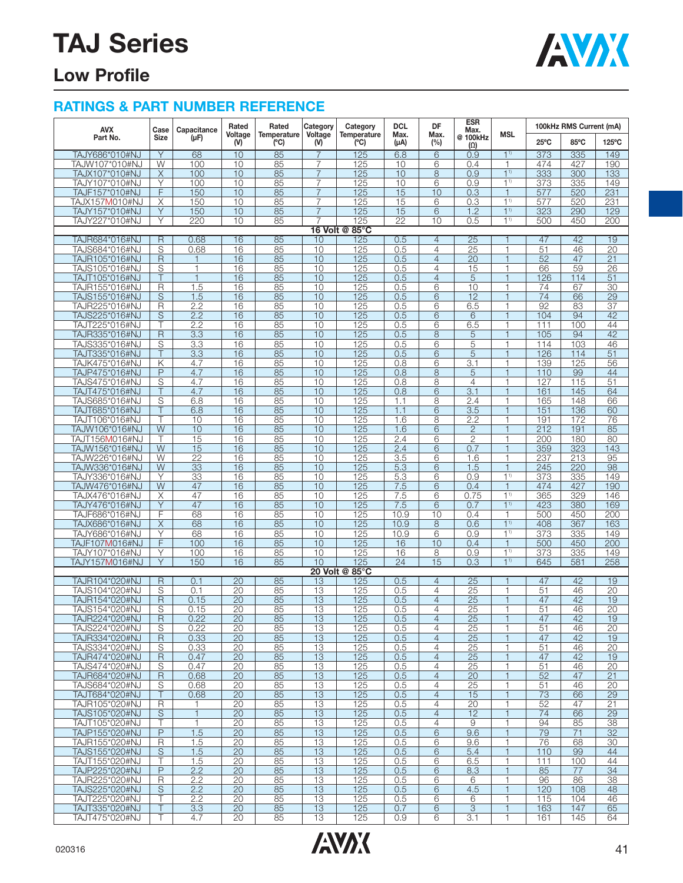# TAJ Series

## Low Profile

## RATINGS & PART NUMBER REFERENCE

| AVX Part No. | Case Size | Capacitance (μF) | Rated Voltage (V) | Rated Temperature (°C) | Category Voltage (V) | Category Temperature (°C) | DCL Max. (μA) | DF Max. (%) | ESR Max. @ 100kHz (Ω) | MSL | 100kHz RMS Current (mA) | | |
|---|---|---|---|---|---|---|---|---|---|---|---|---|---|
| | | | | | | | | | | | 25°C | 85°C | 125°C |
| TAJY686*010#NJ | Y | 68 | 10 | 85 | 7 | 125 | 6.8 | 6 | 0.9 | 1[1] | 373 | 335 | 149 |
| TAJW107*010#NJ | W | 100 | 10 | 85 | 7 | 125 | 10 | 6 | 0.4 | 1 | 474 | 427 | 190 |
| TAJX107*010#NJ | X | 100 | 10 | 85 | 7 | 125 | 10 | 8 | 0.9 | 1[1] | 333 | 300 | 133 |
| TAJY107*010#NJ | Y | 100 | 10 | 85 | 7 | 125 | 10 | 6 | 0.9 | 1[1] | 373 | 335 | 149 |
| TAJF157*010#NJ | F | 150 | 10 | 85 | 7 | 125 | 15 | 10 | 0.3 | 1 | 577 | 520 | 231 |
| TAJX157M010#NJ | X | 150 | 10 | 85 | 7 | 125 | 15 | 6 | 0.3 | 1[1] | 577 | 520 | 231 |
| TAJY157*010#NJ | Y | 150 | 10 | 85 | 7 | 125 | 15 | 6 | 1.2 | 1[1] | 323 | 290 | 129 |
| TAJY227*010#NJ | Y | 220 | 10 | 85 | 7 | 125 | 22 | 10 | 0.5 | 1[1] | 500 | 450 | 200 |
| **16 Volt @ 85°C** | | | | | | | | | | | | | |
| TAJR684*016#NJ | R | 0.68 | 16 | 85 | 10 | 125 | 0.5 | 4 | 25 | 1 | 47 | 42 | 19 |
| TAJS684*016#NJ | S | 0.68 | 16 | 85 | 10 | 125 | 0.5 | 4 | 25 | 1 | 51 | 46 | 20 |
| TAJR105*016#NJ | R | 1 | 16 | 85 | 10 | 125 | 0.5 | 4 | 20 | 1 | 52 | 47 | 21 |
| TAJS105*016#NJ | S | 1 | 16 | 85 | 10 | 125 | 0.5 | 4 | 15 | 1 | 66 | 59 | 26 |
| TAJT105*016#NJ | T | 1 | 16 | 85 | 10 | 125 | 0.5 | 4 | 5 | 1 | 126 | 114 | 51 |
| TAJR155*016#NJ | R | 1.5 | 16 | 85 | 10 | 125 | 0.5 | 6 | 10 | 1 | 74 | 67 | 30 |
| TAJS155*016#NJ | S | 1.5 | 16 | 85 | 10 | 125 | 0.5 | 6 | 12 | 1 | 74 | 66 | 29 |
| TAJR225*016#NJ | R | 2.2 | 16 | 85 | 10 | 125 | 0.5 | 6 | 6.5 | 1 | 92 | 83 | 37 |
| TAJS225*016#NJ | S | 2.2 | 16 | 85 | 10 | 125 | 0.5 | 6 | 6 | 1 | 104 | 94 | 42 |
| TAJT225*016#NJ | T | 2.2 | 16 | 85 | 10 | 125 | 0.5 | 6 | 6.5 | 1 | 111 | 100 | 44 |
| TAJR335*016#NJ | R | 3.3 | 16 | 85 | 10 | 125 | 0.5 | 8 | 5 | 1 | 105 | 94 | 42 |
| TAJS335*016#NJ | S | 3.3 | 16 | 85 | 10 | 125 | 0.5 | 6 | 5 | 1 | 114 | 103 | 46 |
| TAJT335*016#NJ | T | 3.3 | 16 | 85 | 10 | 125 | 0.5 | 6 | 5 | 1 | 126 | 114 | 51 |
| TAJK475*016#NJ | K | 4.7 | 16 | 85 | 10 | 125 | 0.8 | 6 | 3.1 | 1 | 139 | 125 | 56 |
| TAJP475*016#NJ | P | 4.7 | 16 | 85 | 10 | 125 | 0.8 | 8 | 5 | 1 | 110 | 99 | 44 |
| TAJS475*016#NJ | S | 4.7 | 16 | 85 | 10 | 125 | 0.8 | 8 | 4 | 1 | 127 | 115 | 51 |
| TAJT475*016#NJ | T | 4.7 | 16 | 85 | 10 | 125 | 0.8 | 6 | 3.1 | 1 | 161 | 145 | 64 |
| TAJS685*016#NJ | S | 6.8 | 16 | 85 | 10 | 125 | 1.1 | 8 | 2.4 | 1 | 165 | 148 | 66 |
| TAJT685*016#NJ | T | 6.8 | 16 | 85 | 10 | 125 | 1.1 | 6 | 3.5 | 1 | 151 | 136 | 60 |
| TAJT106*016#NJ | T | 10 | 16 | 85 | 10 | 125 | 1.6 | 8 | 2.2 | 1 | 191 | 172 | 76 |
| TAJW106*016#NJ | W | 10 | 16 | 85 | 10 | 125 | 1.6 | 6 | 2 | 1 | 212 | 191 | 85 |
| TAJT156M016#NJ | T | 15 | 16 | 85 | 10 | 125 | 2.4 | 6 | 2 | 1 | 200 | 180 | 80 |
| TAJW156*016#NJ | W | 15 | 16 | 85 | 10 | 125 | 2.4 | 6 | 0.7 | 1 | 359 | 323 | 143 |
| TAJW226*016#NJ | W | 22 | 16 | 85 | 10 | 125 | 3.5 | 6 | 1.6 | 1 | 237 | 213 | 95 |
| TAJW336*016#NJ | W | 33 | 16 | 85 | 10 | 125 | 5.3 | 6 | 1.5 | 1 | 245 | 220 | 98 |
| TAJY336*016#NJ | Y | 33 | 16 | 85 | 10 | 125 | 5.3 | 6 | 0.9 | 1[1] | 373 | 335 | 149 |
| TAJW476*016#NJ | W | 47 | 16 | 85 | 10 | 125 | 7.5 | 6 | 0.4 | 1 | 474 | 427 | 190 |
| TAJX476*016#NJ | X | 47 | 16 | 85 | 10 | 125 | 7.5 | 6 | 0.75 | 1[1] | 365 | 329 | 146 |
| TAJY476*016#NJ | Y | 47 | 16 | 85 | 10 | 125 | 7.5 | 6 | 0.7 | 1[1] | 423 | 380 | 169 |
| TAJF686*016#NJ | F | 68 | 16 | 85 | 10 | 125 | 10.9 | 10 | 0.4 | 1 | 500 | 450 | 200 |
| TAJX686*016#NJ | X | 68 | 16 | 85 | 10 | 125 | 10.9 | 8 | 0.6 | 1[1] | 408 | 367 | 163 |
| TAJY686*016#NJ | Y | 68 | 16 | 85 | 10 | 125 | 10.9 | 6 | 0.9 | 1[1] | 373 | 335 | 149 |
| TAJF107M016#NJ | F | 100 | 16 | 85 | 10 | 125 | 16 | 10 | 0.4 | 1 | 500 | 450 | 200 |
| TAJY107*016#NJ | Y | 100 | 16 | 85 | 10 | 125 | 16 | 8 | 0.9 | 1[1] | 373 | 335 | 149 |
| TAJY157M016#NJ | Y | 150 | 16 | 85 | 10 | 125 | 24 | 15 | 0.3 | 1[1] | 645 | 581 | 258 |
| **20 Volt @ 85°C** | | | | | | | | | | | | | |
| TAJR104*020#NJ | R | 0.1 | 20 | 85 | 13 | 125 | 0.5 | 4 | 25 | 1 | 47 | 42 | 19 |
| TAJS104*020#NJ | S | 0.1 | 20 | 85 | 13 | 125 | 0.5 | 4 | 25 | 1 | 51 | 46 | 20 |
| TAJR154*020#NJ | R | 0.15 | 20 | 85 | 13 | 125 | 0.5 | 4 | 25 | 1 | 47 | 42 | 19 |
| TAJS154*020#NJ | S | 0.15 | 20 | 85 | 13 | 125 | 0.5 | 4 | 25 | 1 | 51 | 46 | 20 |
| TAJR224*020#NJ | R | 0.22 | 20 | 85 | 13 | 125 | 0.5 | 4 | 25 | 1 | 47 | 42 | 19 |
| TAJS224*020#NJ | S | 0.22 | 20 | 85 | 13 | 125 | 0.5 | 4 | 25 | 1 | 51 | 46 | 20 |
| TAJR334*020#NJ | R | 0.33 | 20 | 85 | 13 | 125 | 0.5 | 4 | 25 | 1 | 47 | 42 | 19 |
| TAJS334*020#NJ | S | 0.33 | 20 | 85 | 13 | 125 | 0.5 | 4 | 25 | 1 | 51 | 46 | 20 |
| TAJR474*020#NJ | R | 0.47 | 20 | 85 | 13 | 125 | 0.5 | 4 | 25 | 1 | 47 | 42 | 19 |
| TAJS474*020#NJ | S | 0.47 | 20 | 85 | 13 | 125 | 0.5 | 4 | 25 | 1 | 51 | 46 | 20 |
| TAJR684*020#NJ | R | 0.68 | 20 | 85 | 13 | 125 | 0.5 | 4 | 20 | 1 | 52 | 47 | 21 |
| TAJS684*020#NJ | S | 0.68 | 20 | 85 | 13 | 125 | 0.5 | 4 | 25 | 1 | 51 | 46 | 20 |
| TAJT684*020#NJ | T | 0.68 | 20 | 85 | 13 | 125 | 0.5 | 4 | 15 | 1 | 73 | 66 | 29 |
| TAJR105*020#NJ | R | 1 | 20 | 85 | 13 | 125 | 0.5 | 4 | 20 | 1 | 52 | 47 | 21 |
| TAJS105*020#NJ | S | 1 | 20 | 85 | 13 | 125 | 0.5 | 4 | 12 | 1 | 74 | 66 | 29 |
| TAJT105*020#NJ | T | 1 | 20 | 85 | 13 | 125 | 0.5 | 4 | 9 | 1 | 94 | 85 | 38 |
| TAJP155*020#NJ | P | 1.5 | 20 | 85 | 13 | 125 | 0.5 | 6 | 9.6 | 1 | 79 | 71 | 32 |
| TAJR155*020#NJ | R | 1.5 | 20 | 85 | 13 | 125 | 0.5 | 6 | 9.6 | 1 | 76 | 68 | 30 |
| TAJS155*020#NJ | S | 1.5 | 20 | 85 | 13 | 125 | 0.5 | 6 | 5.4 | 1 | 110 | 99 | 44 |
| TAJT155*020#NJ | T | 1.5 | 20 | 85 | 13 | 125 | 0.5 | 6 | 6.5 | 1 | 111 | 100 | 44 |
| TAJP225*020#NJ | P | 2.2 | 20 | 85 | 13 | 125 | 0.5 | 6 | 8.3 | 1 | 85 | 77 | 34 |
| TAJR225*020#NJ | R | 2.2 | 20 | 85 | 13 | 125 | 0.5 | 6 | 6 | 1 | 96 | 86 | 38 |
| TAJS225*020#NJ | S | 2.2 | 20 | 85 | 13 | 125 | 0.5 | 6 | 4.5 | 1 | 120 | 108 | 48 |
| TAJT225*020#NJ | T | 2.2 | 20 | 85 | 13 | 125 | 0.5 | 6 | 6 | 1 | 115 | 104 | 46 |
| TAJT335*020#NJ | T | 3.3 | 20 | 85 | 13 | 125 | 0.7 | 6 | 3 | 1 | 163 | 147 | 65 |
| TAJT475*020#NJ | T | 4.7 | 20 | 85 | 13 | 125 | 0.9 | 6 | 3.1 | 1 | 161 | 145 | 64 |

020316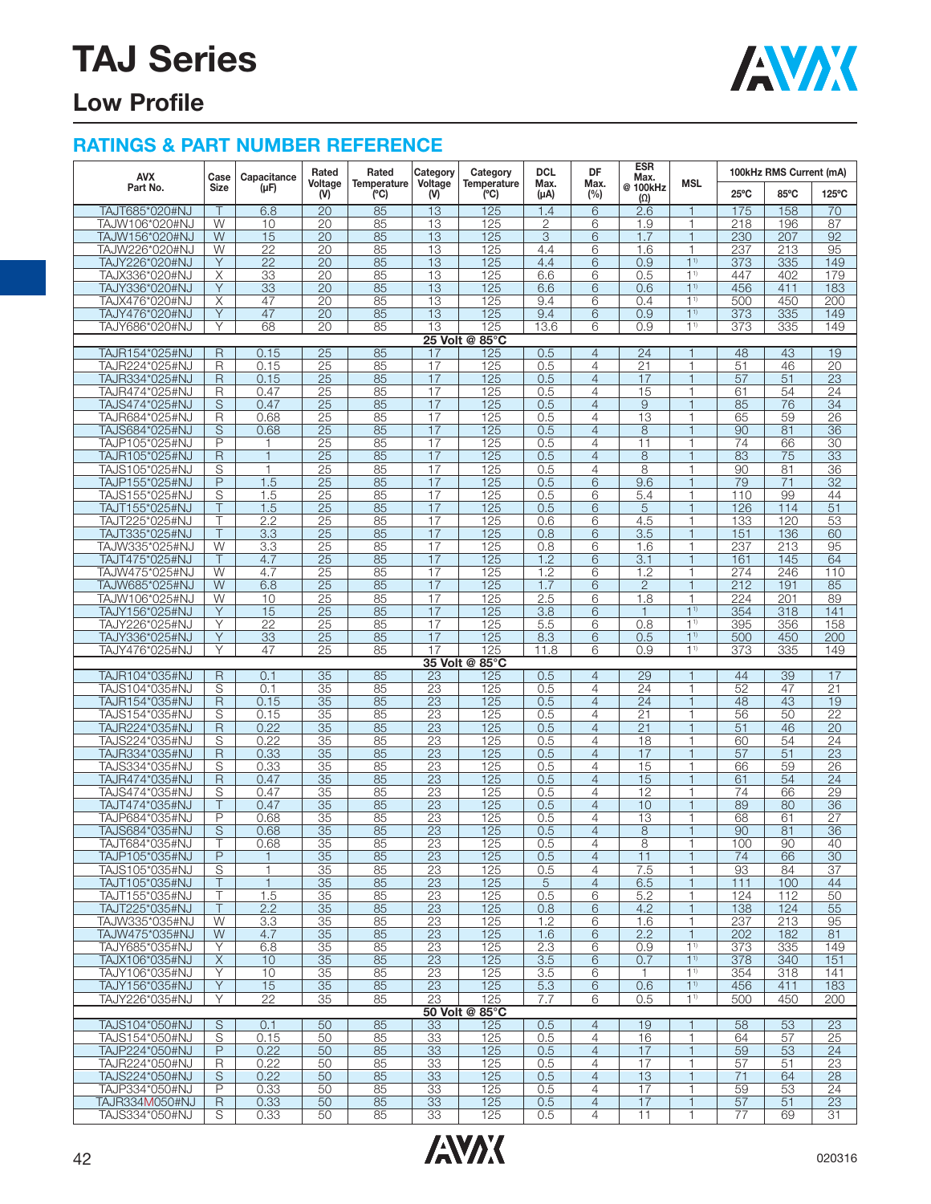# TAJ Series

## Low Profile

## RATINGS & PART NUMBER REFERENCE

| AVX Part No. | Case Size | Capacitance (μF) | Rated Voltage (V) | Rated Temperature (ºC) | Category Voltage (V) | Category Temperature (ºC) | DCL Max. (μA) | DF Max. (%) | ESR Max. @ 100kHz (Ω) | MSL | 100kHz RMS Current (mA) | | |
|---|---|---|---|---|---|---|---|---|---|---|---|---|---|
| | | | | | | | | | | | 25ºC | 85ºC | 125ºC |
| TAJT685*020#NJ | T | 6.8 | 20 | 85 | 13 | 125 | 1.4 | 6 | 2.6 | 1 | 175 | 158 | 70 |
| TAJW106*020#NJ | W | 10 | 20 | 85 | 13 | 125 | 2 | 6 | 1.9 | 1 | 218 | 196 | 87 |
| TAJW156*020#NJ | W | 15 | 20 | 85 | 13 | 125 | 3 | 6 | 1.7 | 1 | 230 | 207 | 92 |
| TAJW226*020#NJ | W | 22 | 20 | 85 | 13 | 125 | 4.4 | 6 | 1.6 | 1 | 237 | 213 | 95 |
| TAJY226*020#NJ | Y | 22 | 20 | 85 | 13 | 125 | 4.4 | 6 | 0.9 | 1[1)] | 373 | 335 | 149 |
| TAJX336*020#NJ | X | 33 | 20 | 85 | 13 | 125 | 6.6 | 6 | 0.5 | 1[1)] | 447 | 402 | 179 |
| TAJY336*020#NJ | Y | 33 | 20 | 85 | 13 | 125 | 6.6 | 6 | 0.6 | 1[1)] | 456 | 411 | 183 |
| TAJX476*020#NJ | X | 47 | 20 | 85 | 13 | 125 | 9.4 | 6 | 0.4 | 1[1)] | 500 | 450 | 200 |
| TAJY476*020#NJ | Y | 47 | 20 | 85 | 13 | 125 | 9.4 | 6 | 0.9 | 1[1)] | 373 | 335 | 149 |
| TAJY686*020#NJ | Y | 68 | 20 | 85 | 13 | 125 | 13.6 | 6 | 0.9 | 1[1)] | 373 | 335 | 149 |
| **25 Volt @ 85°C** | | | | | | | | | | | | | |
| TAJR154*025#NJ | R | 0.15 | 25 | 85 | 17 | 125 | 0.5 | 4 | 24 | 1 | 48 | 43 | 19 |
| TAJR224*025#NJ | R | 0.15 | 25 | 85 | 17 | 125 | 0.5 | 4 | 21 | 1 | 51 | 46 | 20 |
| TAJR334*025#NJ | R | 0.15 | 25 | 85 | 17 | 125 | 0.5 | 4 | 17 | 1 | 57 | 51 | 23 |
| TAJR474*025#NJ | R | 0.47 | 25 | 85 | 17 | 125 | 0.5 | 4 | 15 | 1 | 61 | 54 | 24 |
| TAJS474*025#NJ | S | 0.47 | 25 | 85 | 17 | 125 | 0.5 | 4 | 9 | 1 | 85 | 76 | 34 |
| TAJR684*025#NJ | R | 0.68 | 25 | 85 | 17 | 125 | 0.5 | 4 | 13 | 1 | 65 | 59 | 26 |
| TAJS684*025#NJ | S | 0.68 | 25 | 85 | 17 | 125 | 0.5 | 4 | 8 | 1 | 90 | 81 | 36 |
| TAJP105*025#NJ | P | 1 | 25 | 85 | 17 | 125 | 0.5 | 4 | 11 | 1 | 74 | 66 | 30 |
| TAJR105*025#NJ | R | 1 | 25 | 85 | 17 | 125 | 0.5 | 4 | 8 | 1 | 83 | 75 | 33 |
| TAJS105*025#NJ | S | 1 | 25 | 85 | 17 | 125 | 0.5 | 4 | 8 | 1 | 90 | 81 | 36 |
| TAJP155*025#NJ | P | 1.5 | 25 | 85 | 17 | 125 | 0.5 | 6 | 9.6 | 1 | 79 | 71 | 32 |
| TAJS155*025#NJ | S | 1.5 | 25 | 85 | 17 | 125 | 0.5 | 6 | 5.4 | 1 | 110 | 99 | 44 |
| TAJT155*025#NJ | T | 1.5 | 25 | 85 | 17 | 125 | 0.5 | 6 | 5 | 1 | 126 | 114 | 51 |
| TAJT225*025#NJ | T | 2.2 | 25 | 85 | 17 | 125 | 0.6 | 6 | 4.5 | 1 | 133 | 120 | 53 |
| TAJT335*025#NJ | T | 3.3 | 25 | 85 | 17 | 125 | 0.8 | 6 | 3.5 | 1 | 151 | 136 | 60 |
| TAJW335*025#NJ | W | 3.3 | 25 | 85 | 17 | 125 | 0.8 | 6 | 1.6 | 1 | 237 | 213 | 95 |
| TAJT475*025#NJ | T | 4.7 | 25 | 85 | 17 | 125 | 1.2 | 6 | 3.1 | 1 | 161 | 145 | 64 |
| TAJW475*025#NJ | W | 4.7 | 25 | 85 | 17 | 125 | 1.2 | 6 | 1.2 | 1 | 274 | 246 | 110 |
| TAJW685*025#NJ | W | 6.8 | 25 | 85 | 17 | 125 | 1.7 | 6 | 2 | 1 | 212 | 191 | 85 |
| TAJW106*025#NJ | W | 10 | 25 | 85 | 17 | 125 | 2.5 | 6 | 1.8 | 1 | 224 | 201 | 89 |
| TAJY156*025#NJ | Y | 15 | 25 | 85 | 17 | 125 | 3.8 | 6 | 1 | 1[1)] | 354 | 318 | 141 |
| TAJY226*025#NJ | Y | 22 | 25 | 85 | 17 | 125 | 5.5 | 6 | 0.8 | 1[1)] | 395 | 356 | 158 |
| TAJY336*025#NJ | Y | 33 | 25 | 85 | 17 | 125 | 8.3 | 6 | 0.5 | 1[1)] | 500 | 450 | 200 |
| TAJY476*025#NJ | Y | 47 | 25 | 85 | 17 | 125 | 11.8 | 6 | 0.9 | 1[1)] | 373 | 335 | 149 |
| **35 Volt @ 85°C** | | | | | | | | | | | | | |
| TAJR104*035#NJ | R | 0.1 | 35 | 85 | 23 | 125 | 0.5 | 4 | 29 | 1 | 44 | 39 | 17 |
| TAJS104*035#NJ | S | 0.1 | 35 | 85 | 23 | 125 | 0.5 | 4 | 24 | 1 | 52 | 47 | 21 |
| TAJR154*035#NJ | R | 0.15 | 35 | 85 | 23 | 125 | 0.5 | 4 | 24 | 1 | 48 | 43 | 19 |
| TAJS154*035#NJ | S | 0.15 | 35 | 85 | 23 | 125 | 0.5 | 4 | 21 | 1 | 56 | 50 | 22 |
| TAJR224*035#NJ | R | 0.22 | 35 | 85 | 23 | 125 | 0.5 | 4 | 21 | 1 | 51 | 46 | 20 |
| TAJS224*035#NJ | S | 0.22 | 35 | 85 | 23 | 125 | 0.5 | 4 | 18 | 1 | 60 | 54 | 24 |
| TAJR334*035#NJ | R | 0.33 | 35 | 85 | 23 | 125 | 0.5 | 4 | 17 | 1 | 57 | 51 | 23 |
| TAJS334*035#NJ | S | 0.33 | 35 | 85 | 23 | 125 | 0.5 | 4 | 15 | 1 | 66 | 59 | 26 |
| TAJR474*035#NJ | R | 0.47 | 35 | 85 | 23 | 125 | 0.5 | 4 | 15 | 1 | 61 | 54 | 24 |
| TAJS474*035#NJ | S | 0.47 | 35 | 85 | 23 | 125 | 0.5 | 4 | 12 | 1 | 74 | 66 | 29 |
| TAJT474*035#NJ | T | 0.47 | 35 | 85 | 23 | 125 | 0.5 | 4 | 10 | 1 | 89 | 80 | 36 |
| TAJP684*035#NJ | P | 0.68 | 35 | 85 | 23 | 125 | 0.5 | 4 | 13 | 1 | 68 | 61 | 27 |
| TAJS684*035#NJ | S | 0.68 | 35 | 85 | 23 | 125 | 0.5 | 4 | 8 | 1 | 90 | 81 | 36 |
| TAJT684*035#NJ | T | 0.68 | 35 | 85 | 23 | 125 | 0.5 | 4 | 8 | 1 | 100 | 90 | 40 |
| TAJP105*035#NJ | P | 1 | 35 | 85 | 23 | 125 | 0.5 | 4 | 11 | 1 | 74 | 66 | 30 |
| TAJS105*035#NJ | S | 1 | 35 | 85 | 23 | 125 | 0.5 | 4 | 7.5 | 1 | 93 | 84 | 37 |
| TAJT105*035#NJ | T | 1 | 35 | 85 | 23 | 125 | 5 | 4 | 6.5 | 1 | 111 | 100 | 44 |
| TAJT155*035#NJ | T | 1.5 | 35 | 85 | 23 | 125 | 0.5 | 6 | 5.2 | 1 | 124 | 112 | 50 |
| TAJT225*035#NJ | T | 2.2 | 35 | 85 | 23 | 125 | 0.8 | 6 | 4.2 | 1 | 138 | 124 | 55 |
| TAJW335*035#NJ | W | 3.3 | 35 | 85 | 23 | 125 | 1.2 | 6 | 1.6 | 1 | 237 | 213 | 95 |
| TAJW475*035#NJ | W | 4.7 | 35 | 85 | 23 | 125 | 1.6 | 6 | 2.2 | 1 | 202 | 182 | 81 |
| TAJY685*035#NJ | Y | 6.8 | 35 | 85 | 23 | 125 | 2.3 | 6 | 0.9 | 1[1)] | 373 | 335 | 149 |
| TAJX106*035#NJ | X | 10 | 35 | 85 | 23 | 125 | 3.5 | 6 | 0.7 | 1[1)] | 378 | 340 | 151 |
| TAJY106*035#NJ | Y | 10 | 35 | 85 | 23 | 125 | 3.5 | 6 | 1 | 1[1)] | 354 | 318 | 141 |
| TAJY156*035#NJ | Y | 15 | 35 | 85 | 23 | 125 | 5.3 | 6 | 0.6 | 1[1)] | 456 | 411 | 183 |
| TAJY226*035#NJ | Y | 22 | 35 | 85 | 23 | 125 | 7.7 | 6 | 0.5 | 1[1)] | 500 | 450 | 200 |
| **50 Volt @ 85°C** | | | | | | | | | | | | | |
| TAJS104*050#NJ | S | 0.1 | 50 | 85 | 33 | 125 | 0.5 | 4 | 19 | 1 | 58 | 53 | 23 |
| TAJS154*050#NJ | S | 0.15 | 50 | 85 | 33 | 125 | 0.5 | 4 | 16 | 1 | 64 | 57 | 25 |
| TAJP224*050#NJ | P | 0.22 | 50 | 85 | 33 | 125 | 0.5 | 4 | 17 | 1 | 59 | 53 | 24 |
| TAJR224*050#NJ | R | 0.22 | 50 | 85 | 33 | 125 | 0.5 | 4 | 17 | 1 | 57 | 51 | 23 |
| TAJS224*050#NJ | S | 0.22 | 50 | 85 | 33 | 125 | 0.5 | 4 | 13 | 1 | 71 | 64 | 28 |
| TAJP334*050#NJ | P | 0.33 | 50 | 85 | 33 | 125 | 0.5 | 4 | 17 | 1 | 59 | 53 | 24 |
| TAJR334M050#NJ | R | 0.33 | 50 | 85 | 33 | 125 | 0.5 | 4 | 17 | 1 | 57 | 51 | 23 |
| TAJS334*050#NJ | S | 0.33 | 50 | 85 | 33 | 125 | 0.5 | 4 | 11 | 1 | 77 | 69 | 31 |

020316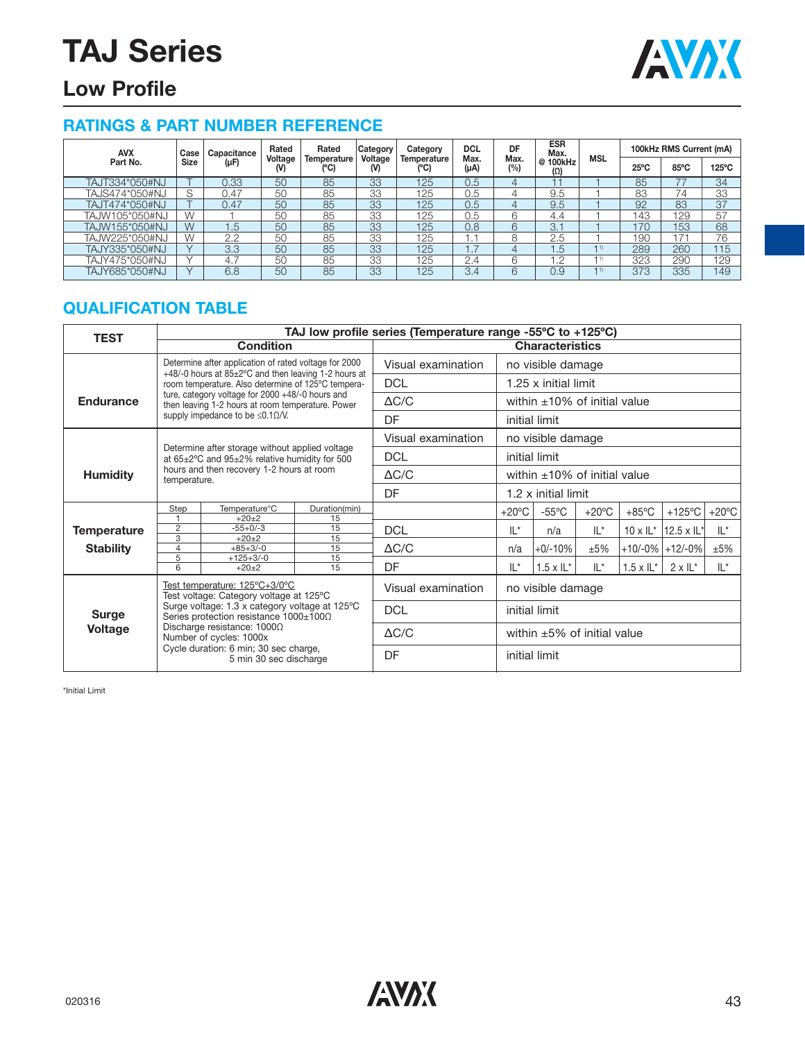# TAJ Series

## Low Profile

### RATINGS & PART NUMBER REFERENCE

| AVX Part No. | Case Size | Capacitance (µF) | Rated Voltage (V) | Rated Temperature (ºC) | Category Voltage (V) | Category Temperature (ºC) | DCL Max. (µA) | DF Max. (%) | ESR Max. @ 100kHz (Ω) | MSL | 100kHz RMS Current (mA) | | |
|---|---|---|---|---|---|---|---|---|---|---|---|---|---|
| | | | | | | | | | | | 25ºC | 85ºC | 125ºC |
| TAJT334*050#NJ | T | 0.33 | 50 | 85 | 33 | 125 | 0.5 | 4 | 11 | 1 | 85 | 77 | 34 |
| TAJS474*050#NJ | S | 0.47 | 50 | 85 | 33 | 125 | 0.5 | 4 | 9.5 | 1 | 83 | 74 | 33 |
| TAJT474*050#NJ | T | 0.47 | 50 | 85 | 33 | 125 | 0.5 | 4 | 9.5 | 1 | 92 | 83 | 37 |
| TAJW105*050#NJ | W | 1 | 50 | 85 | 33 | 125 | 0.5 | 6 | 4.4 | 1 | 143 | 129 | 57 |
| TAJW155*050#NJ | W | 1.5 | 50 | 85 | 33 | 125 | 0.8 | 6 | 3.1 | 1 | 170 | 153 | 68 |
| TAJW225*050#NJ | W | 2.2 | 50 | 85 | 33 | 125 | 1.1 | 8 | 2.5 | 1 | 190 | 171 | 76 |
| TAJY335*050#NJ | Y | 3.3 | 50 | 85 | 33 | 125 | 1.7 | 4 | 1.5 | 1[1)] | 289 | 260 | 115 |
| TAJY475*050#NJ | Y | 4.7 | 50 | 85 | 33 | 125 | 2.4 | 6 | 1.2 | 1[1)] | 323 | 290 | 129 |
| TAJY685*050#NJ | Y | 6.8 | 50 | 85 | 33 | 125 | 3.4 | 6 | 0.9 | 1[1)] | 373 | 335 | 149 |

### QUALIFICATION TABLE

| TEST | TAJ low profile series (Temperature range -55ºC to +125ºC) | | | | | | | |
|---|---|---|---|---|---|---|---|---|
| | Condition | Characteristics | | | | | | |
| Endurance | Determine after application of rated voltage for 2000 +48/-0 hours at 85±2ºC and then leaving 1-2 hours at room temperature. Also determine of 125ºC temperature, category voltage for 2000 +48/-0 hours and then leaving 1-2 hours at room temperature. Power supply impedance to be ≤0.1Ω/V. | Visual examination | no visible damage | | | | | |
| | | DCL | 1.25 x initial limit | | | | | |
| | | ΔC/C | within ±10% of initial value | | | | | |
| | | DF | initial limit | | | | | |
| Humidity | Determine after storage without applied voltage at 65±2ºC and 95±2% relative humidity for 500 hours and then recovery 1-2 hours at room temperature. | Visual examination | no visible damage | | | | | |
| | | DCL | initial limit | | | | | |
| | | ΔC/C | within ±10% of initial value | | | | | |
| | | DF | 1.2 x initial limit | | | | | |
| Temperature Stability | Step / Temperature°C / Duration(min): 1 / +20±2 / 15; 2 / -55+0/-3 / 15; 3 / +20±2 / 15; 4 / +85+3/-0 / 15; 5 / +125+3/-0 / 15; 6 / +20±2 / 15 | | +20ºC | -55ºC | +20ºC | +85ºC | +125ºC | +20ºC |
| | | DCL | IL* | n/a | IL* | 10 x IL* | 12.5 x IL* | IL* |
| | | ΔC/C | n/a | +0/-10% | ±5% | +10/-0% | +12/-0% | ±5% |
| | | DF | IL* | 1.5 x IL* | IL* | 1.5 x IL* | 2 x IL* | IL* |
| Surge Voltage | Test temperature: 125ºC+3/0ºC<br>Test voltage: Category voltage at 125ºC<br>Surge voltage: 1.3 x category voltage at 125ºC<br>Series protection resistance 1000±100Ω<br>Discharge resistance: 1000Ω<br>Number of cycles: 1000x<br>Cycle duration: 6 min; 30 sec charge, 5 min 30 sec discharge | Visual examination | no visible damage | | | | | |
| | | DCL | initial limit | | | | | |
| | | ΔC/C | within ±5% of initial value | | | | | |
| | | DF | initial limit | | | | | |

*Initial Limit

020316